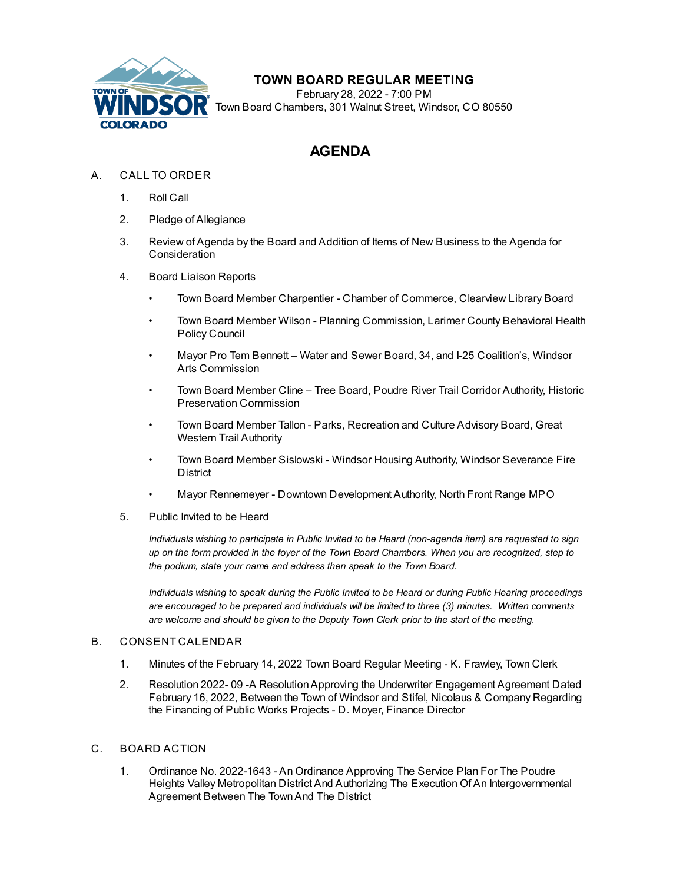# TOWN BOARD REGULAR MEETING

February 28, 2022 - 7:00 PM
Town Board Chambers, 301 Walnut Street, Windsor, CO 80550

## AGENDA

A. CALL TO ORDER

1. Roll Call
2. Pledge of Allegiance
3. Review of Agenda by the Board and Addition of Items of New Business to the Agenda for Consideration
4. Board Liaison Reports
   - Town Board Member Charpentier - Chamber of Commerce, Clearview Library Board
   - Town Board Member Wilson - Planning Commission, Larimer County Behavioral Health Policy Council
   - Mayor Pro Tem Bennett – Water and Sewer Board, 34, and I-25 Coalition's, Windsor Arts Commission
   - Town Board Member Cline – Tree Board, Poudre River Trail Corridor Authority, Historic Preservation Commission
   - Town Board Member Tallon - Parks, Recreation and Culture Advisory Board, Great Western Trail Authority
   - Town Board Member Sislowski - Windsor Housing Authority, Windsor Severance Fire District
   - Mayor Rennemeyer - Downtown Development Authority, North Front Range MPO
5. Public Invited to be Heard

   *Individuals wishing to participate in Public Invited to be Heard (non-agenda item) are requested to sign up on the form provided in the foyer of the Town Board Chambers. When you are recognized, step to the podium, state your name and address then speak to the Town Board.*

   *Individuals wishing to speak during the Public Invited to be Heard or during Public Hearing proceedings are encouraged to be prepared and individuals will be limited to three (3) minutes. Written comments are welcome and should be given to the Deputy Town Clerk prior to the start of the meeting.*

B. CONSENT CALENDAR

1. Minutes of the February 14, 2022 Town Board Regular Meeting - K. Frawley, Town Clerk
2. Resolution 2022- 09 -A Resolution Approving the Underwriter Engagement Agreement Dated February 16, 2022, Between the Town of Windsor and Stifel, Nicolaus & Company Regarding the Financing of Public Works Projects - D. Moyer, Finance Director

C. BOARD ACTION

1. Ordinance No. 2022-1643 - An Ordinance Approving The Service Plan For The Poudre Heights Valley Metropolitan District And Authorizing The Execution Of An Intergovernmental Agreement Between The Town And The District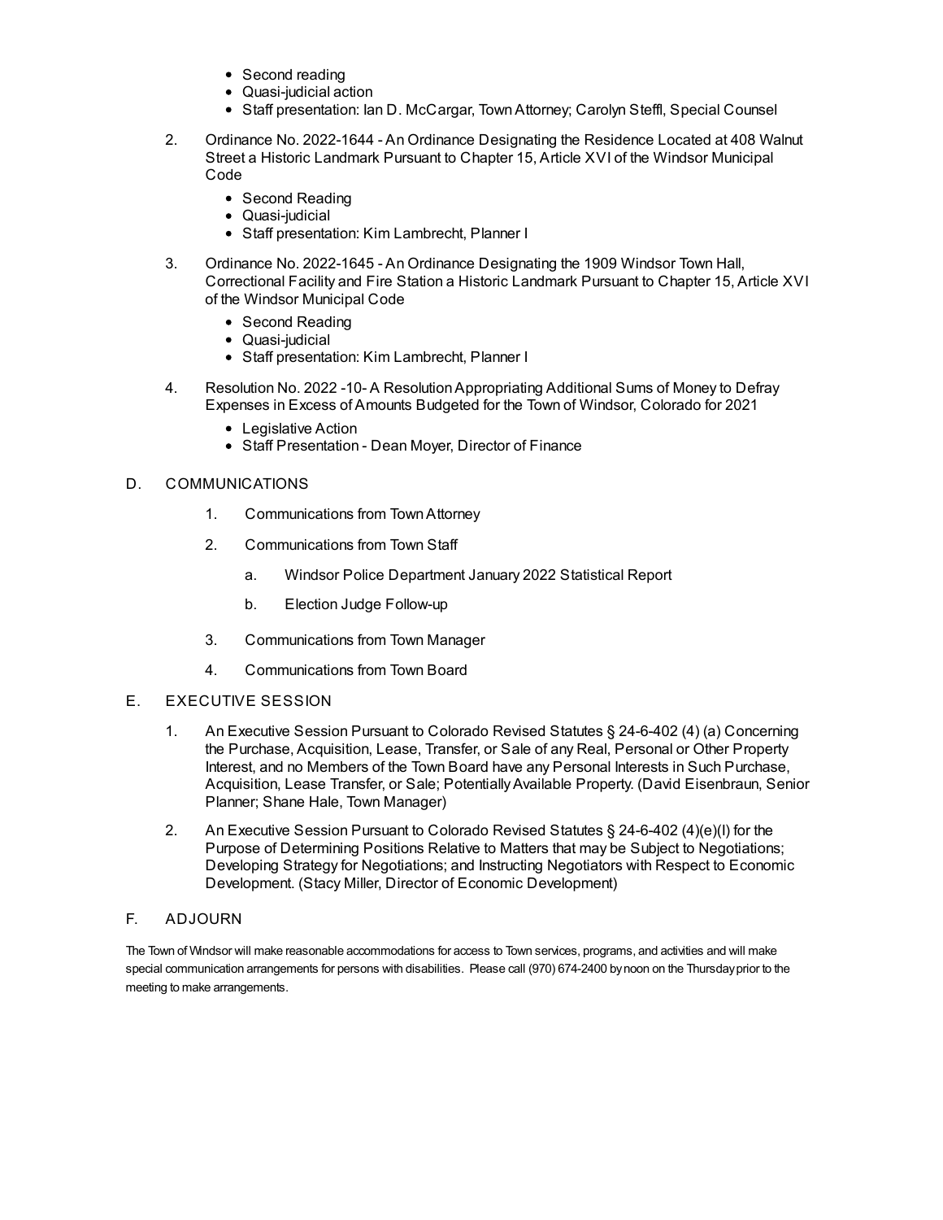- Second reading
- Quasi-judicial action
- Staff presentation: Ian D. McCargar, Town Attorney; Carolyn Steffl, Special Counsel

2. Ordinance No. 2022-1644 - An Ordinance Designating the Residence Located at 408 Walnut Street a Historic Landmark Pursuant to Chapter 15, Article XVI of the Windsor Municipal Code
   - Second Reading
   - Quasi-judicial
   - Staff presentation: Kim Lambrecht, Planner I

3. Ordinance No. 2022-1645 - An Ordinance Designating the 1909 Windsor Town Hall, Correctional Facility and Fire Station a Historic Landmark Pursuant to Chapter 15, Article XVI of the Windsor Municipal Code
   - Second Reading
   - Quasi-judicial
   - Staff presentation: Kim Lambrecht, Planner I

4. Resolution No. 2022 -10- A Resolution Appropriating Additional Sums of Money to Defray Expenses in Excess of Amounts Budgeted for the Town of Windsor, Colorado for 2021
   - Legislative Action
   - Staff Presentation - Dean Moyer, Director of Finance

D. COMMUNICATIONS

1. Communications from Town Attorney
2. Communications from Town Staff
   a. Windsor Police Department January 2022 Statistical Report
   b. Election Judge Follow-up
3. Communications from Town Manager
4. Communications from Town Board

E. EXECUTIVE SESSION

1. An Executive Session Pursuant to Colorado Revised Statutes § 24-6-402 (4) (a) Concerning the Purchase, Acquisition, Lease, Transfer, or Sale of any Real, Personal or Other Property Interest, and no Members of the Town Board have any Personal Interests in Such Purchase, Acquisition, Lease Transfer, or Sale; Potentially Available Property. (David Eisenbraun, Senior Planner; Shane Hale, Town Manager)
2. An Executive Session Pursuant to Colorado Revised Statutes § 24-6-402 (4)(e)(I) for the Purpose of Determining Positions Relative to Matters that may be Subject to Negotiations; Developing Strategy for Negotiations; and Instructing Negotiators with Respect to Economic Development. (Stacy Miller, Director of Economic Development)

F. ADJOURN

The Town of Windsor will make reasonable accommodations for access to Town services, programs, and activities and will make special communication arrangements for persons with disabilities. Please call (970) 674-2400 by noon on the Thursday prior to the meeting to make arrangements.